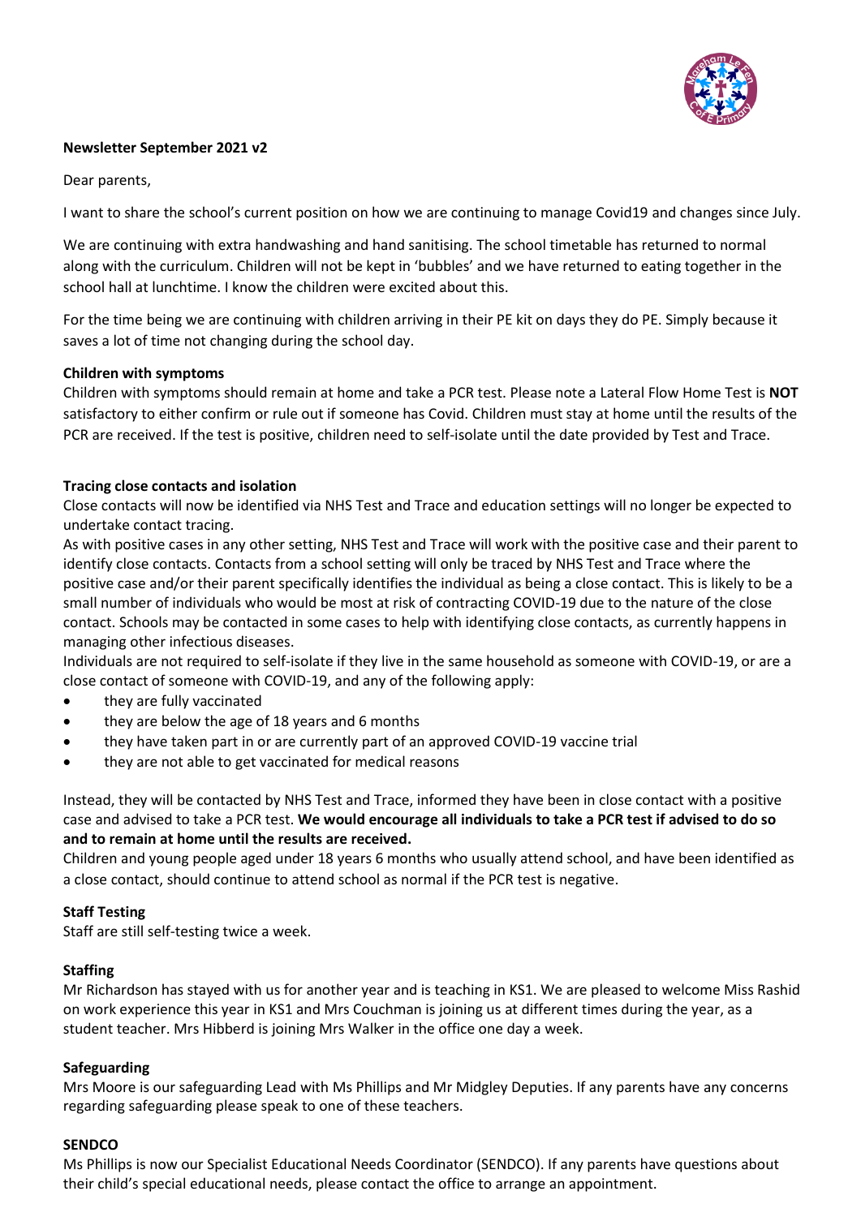**Newsletter September 2021 v2**

Dear parents,

I want to share the school's current position on how we are continuing to manage Covid19 and changes since July.

We are continuing with extra handwashing and hand sanitising. The school timetable has returned to normal along with the curriculum. Children will not be kept in 'bubbles' and we have returned to eating together in the school hall at lunchtime. I know the children were excited about this.

For the time being we are continuing with children arriving in their PE kit on days they do PE. Simply because it saves a lot of time not changing during the school day.

**Children with symptoms**

Children with symptoms should remain at home and take a PCR test. Please note a Lateral Flow Home Test is **NOT** satisfactory to either confirm or rule out if someone has Covid. Children must stay at home until the results of the PCR are received. If the test is positive, children need to self-isolate until the date provided by Test and Trace.

**Tracing close contacts and isolation**

Close contacts will now be identified via NHS Test and Trace and education settings will no longer be expected to undertake contact tracing.

As with positive cases in any other setting, NHS Test and Trace will work with the positive case and their parent to identify close contacts. Contacts from a school setting will only be traced by NHS Test and Trace where the positive case and/or their parent specifically identifies the individual as being a close contact. This is likely to be a small number of individuals who would be most at risk of contracting COVID-19 due to the nature of the close contact. Schools may be contacted in some cases to help with identifying close contacts, as currently happens in managing other infectious diseases.

Individuals are not required to self-isolate if they live in the same household as someone with COVID-19, or are a close contact of someone with COVID-19, and any of the following apply:

- they are fully vaccinated
- they are below the age of 18 years and 6 months
- they have taken part in or are currently part of an approved COVID-19 vaccine trial
- they are not able to get vaccinated for medical reasons

Instead, they will be contacted by NHS Test and Trace, informed they have been in close contact with a positive case and advised to take a PCR test. **We would encourage all individuals to take a PCR test if advised to do so and to remain at home until the results are received.**

Children and young people aged under 18 years 6 months who usually attend school, and have been identified as a close contact, should continue to attend school as normal if the PCR test is negative.

**Staff Testing**

Staff are still self-testing twice a week.

**Staffing**

Mr Richardson has stayed with us for another year and is teaching in KS1. We are pleased to welcome Miss Rashid on work experience this year in KS1 and Mrs Couchman is joining us at different times during the year, as a student teacher. Mrs Hibberd is joining Mrs Walker in the office one day a week.

**Safeguarding**

Mrs Moore is our safeguarding Lead with Ms Phillips and Mr Midgley Deputies. If any parents have any concerns regarding safeguarding please speak to one of these teachers.

**SENDCO**

Ms Phillips is now our Specialist Educational Needs Coordinator (SENDCO). If any parents have questions about their child's special educational needs, please contact the office to arrange an appointment.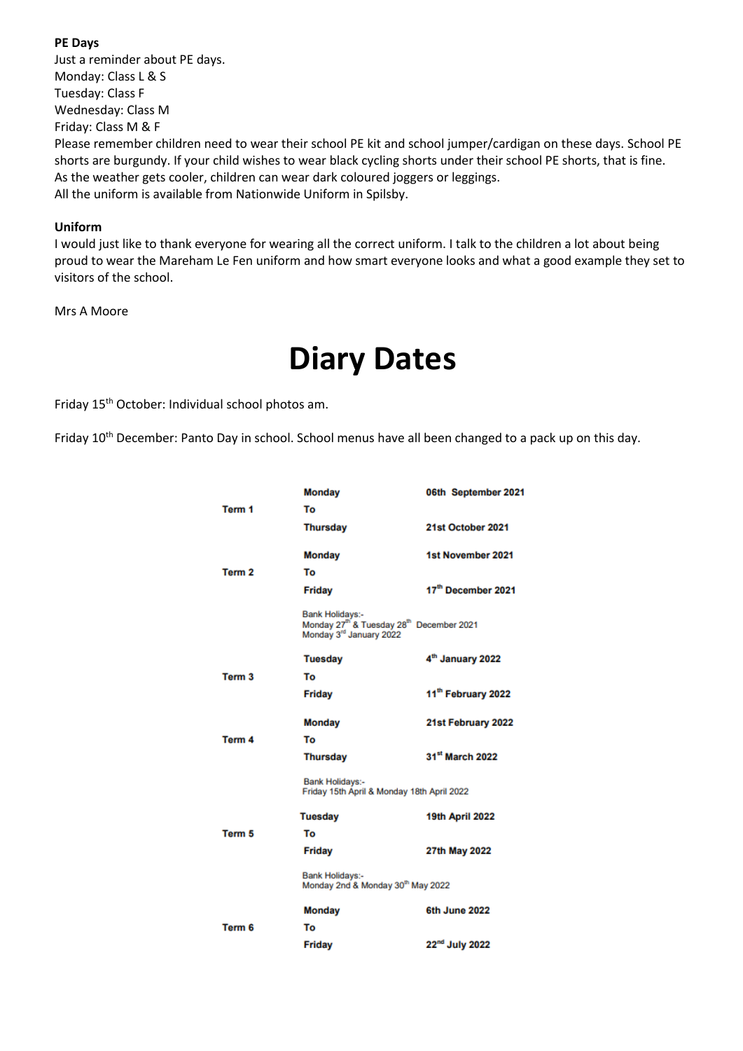**PE Days**
Just a reminder about PE days.
Monday: Class L & S
Tuesday: Class F
Wednesday: Class M
Friday: Class M & F
Please remember children need to wear their school PE kit and school jumper/cardigan on these days. School PE shorts are burgundy. If your child wishes to wear black cycling shorts under their school PE shorts, that is fine. As the weather gets cooler, children can wear dark coloured joggers or leggings.
All the uniform is available from Nationwide Uniform in Spilsby.

**Uniform**
I would just like to thank everyone for wearing all the correct uniform. I talk to the children a lot about being proud to wear the Mareham Le Fen uniform and how smart everyone looks and what a good example they set to visitors of the school.

Mrs A Moore

# Diary Dates

Friday 15th October: Individual school photos am.

Friday 10th December: Panto Day in school. School menus have all been changed to a pack up on this day.

| | | |
|---|---|---|
| | **Monday** | **06th September 2021** |
| **Term 1** | **To** | |
| | **Thursday** | **21st October 2021** |
| | **Monday** | **1st November 2021** |
| **Term 2** | **To** | |
| | **Friday** | **17th December 2021** |
| | Bank Holidays:- Monday 27th & Tuesday 28th December 2021 Monday 3rd January 2022 | |
| | **Tuesday** | **4th January 2022** |
| **Term 3** | **To** | |
| | **Friday** | **11th February 2022** |
| | **Monday** | **21st February 2022** |
| **Term 4** | **To** | |
| | **Thursday** | **31st March 2022** |
| | Bank Holidays:- Friday 15th April & Monday 18th April 2022 | |
| | **Tuesday** | **19th April 2022** |
| **Term 5** | **To** | |
| | **Friday** | **27th May 2022** |
| | Bank Holidays:- Monday 2nd & Monday 30th May 2022 | |
| | **Monday** | **6th June 2022** |
| **Term 6** | **To** | |
| | **Friday** | **22nd July 2022** |